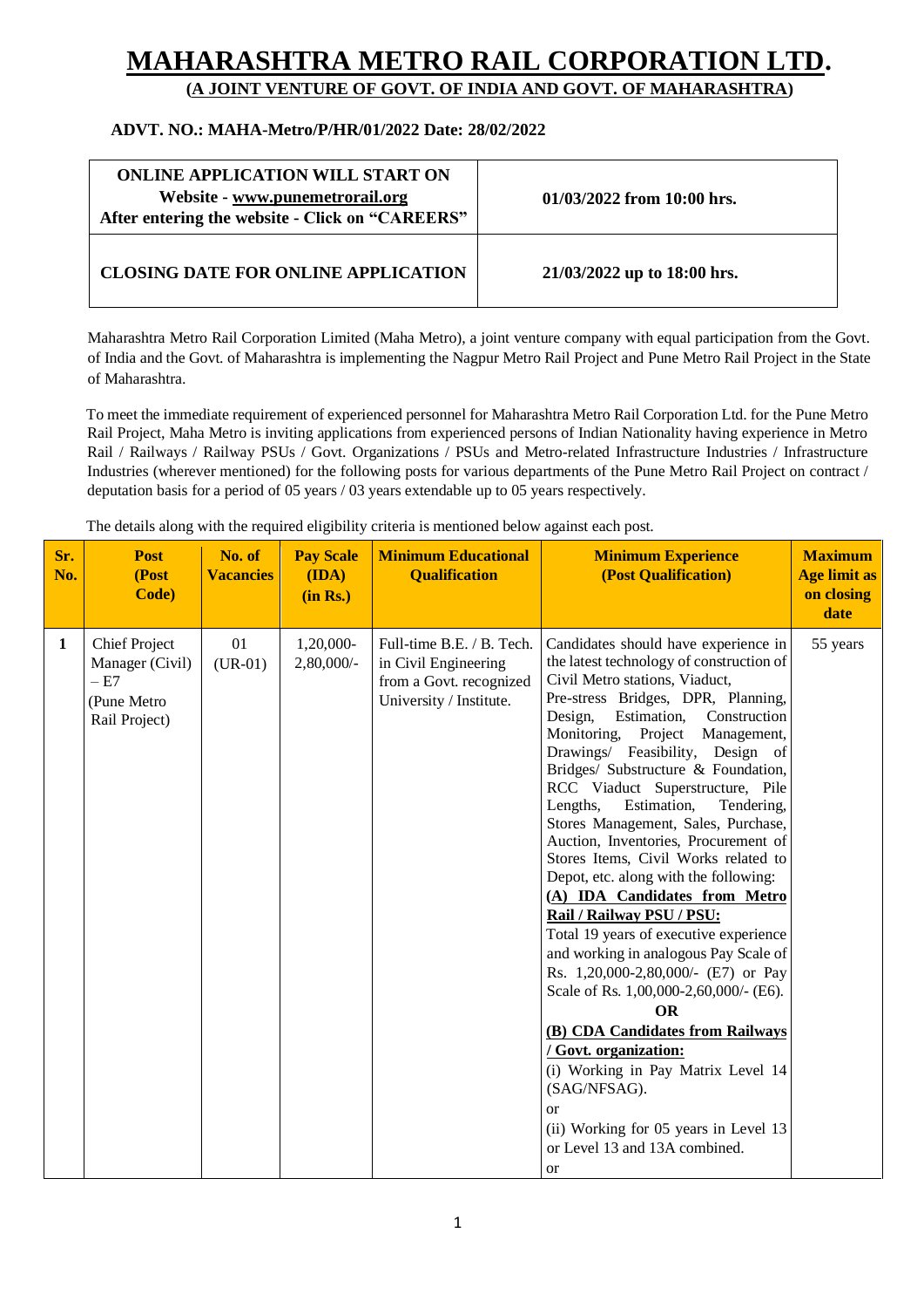# MAHARASHTRA METRO RAIL CORPORATION LTD.

**(A JOINT VENTURE OF GOVT. OF INDIA AND GOVT. OF MAHARASHTRA)**

**ADVT. NO.: MAHA-Metro/P/HR/01/2022 Date: 28/02/2022**

| **ONLINE APPLICATION WILL START ON Website - www.punemetrorail.org After entering the website - Click on "CAREERS"** | **01/03/2022 from 10:00 hrs.** |
|---|---|
| **CLOSING DATE FOR ONLINE APPLICATION** | **21/03/2022 up to 18:00 hrs.** |

Maharashtra Metro Rail Corporation Limited (Maha Metro), a joint venture company with equal participation from the Govt. of India and the Govt. of Maharashtra is implementing the Nagpur Metro Rail Project and Pune Metro Rail Project in the State of Maharashtra.

To meet the immediate requirement of experienced personnel for Maharashtra Metro Rail Corporation Ltd. for the Pune Metro Rail Project, Maha Metro is inviting applications from experienced persons of Indian Nationality having experience in Metro Rail / Railways / Railway PSUs / Govt. Organizations / PSUs and Metro-related Infrastructure Industries / Infrastructure Industries (wherever mentioned) for the following posts for various departments of the Pune Metro Rail Project on contract / deputation basis for a period of 05 years / 03 years extendable up to 05 years respectively.

The details along with the required eligibility criteria is mentioned below against each post.

| Sr. No. | Post (Post Code) | No. of Vacancies | Pay Scale (IDA) (in Rs.) | Minimum Educational Qualification | Minimum Experience (Post Qualification) | Maximum Age limit as on closing date |
|---|---|---|---|---|---|---|
| 1 | Chief Project Manager (Civil) – E7 (Pune Metro Rail Project) | 01 (UR-01) | 1,20,000-2,80,000/- | Full-time B.E. / B. Tech. in Civil Engineering from a Govt. recognized University / Institute. | Candidates should have experience in the latest technology of construction of Civil Metro stations, Viaduct, Pre-stress Bridges, DPR, Planning, Design, Estimation, Construction Monitoring, Project Management, Drawings/ Feasibility, Design of Bridges/ Substructure & Foundation, RCC Viaduct Superstructure, Pile Lengths, Estimation, Tendering, Stores Management, Sales, Purchase, Auction, Inventories, Procurement of Stores Items, Civil Works related to Depot, etc. along with the following:<br>**(A) IDA Candidates from Metro Rail / Railway PSU / PSU:**<br>Total 19 years of executive experience and working in analogous Pay Scale of Rs. 1,20,000-2,80,000/- (E7) or Pay Scale of Rs. 1,00,000-2,60,000/- (E6).<br>**OR**<br>**(B) CDA Candidates from Railways / Govt. organization:**<br>(i) Working in Pay Matrix Level 14 (SAG/NFSAG).<br>or<br>(ii) Working for 05 years in Level 13 or Level 13 and 13A combined.<br>or | 55 years |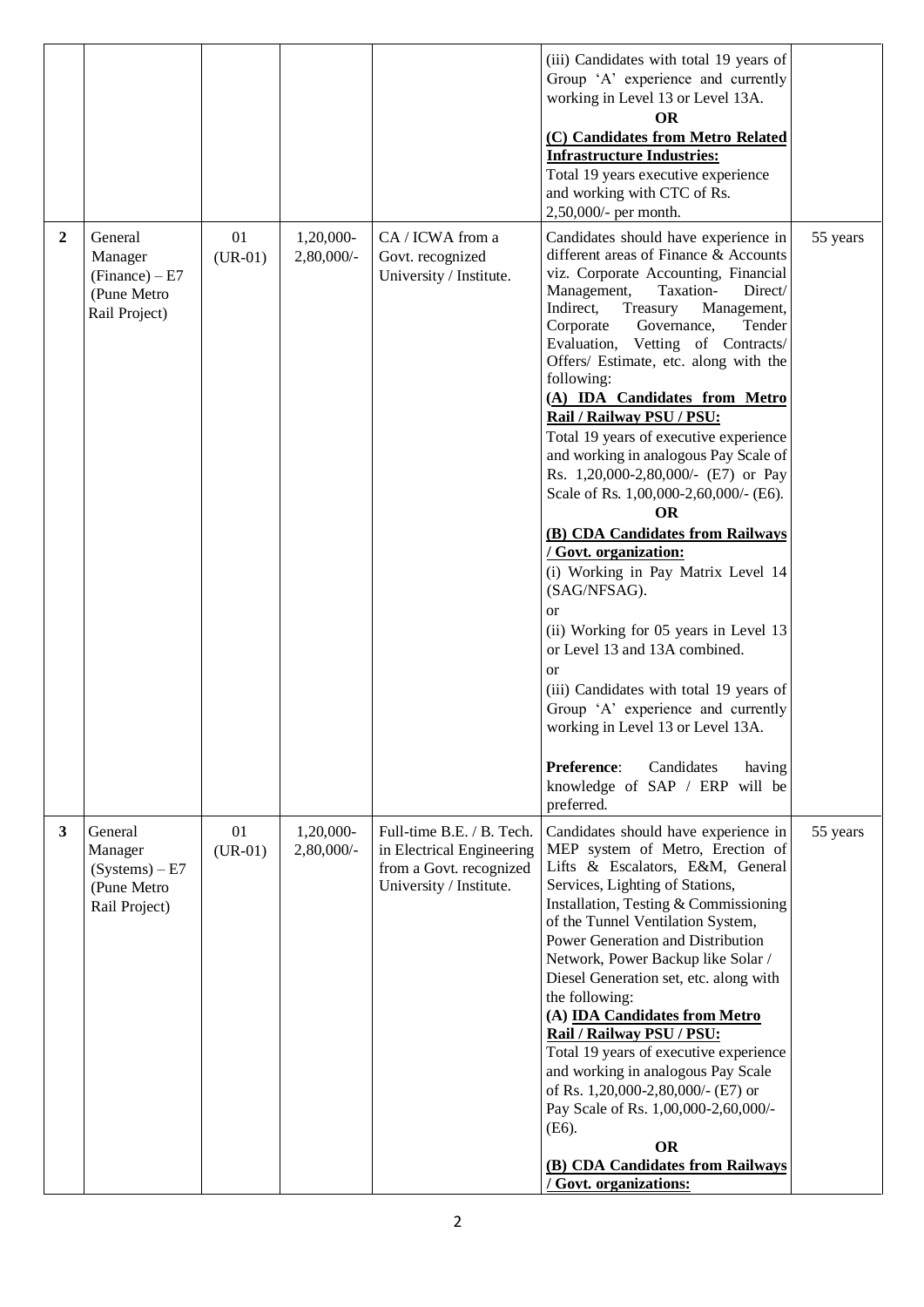| | | | | | | |
|---|---|---|---|---|---|---|
| | | | | | (iii) Candidates with total 19 years of Group 'A' experience and currently working in Level 13 or Level 13A.<br>**OR**<br>**(C) Candidates from Metro Related Infrastructure Industries:**<br>Total 19 years executive experience and working with CTC of Rs. 2,50,000/- per month. | |
| **2** | General Manager (Finance) – E7 (Pune Metro Rail Project) | 01 (UR-01) | 1,20,000-2,80,000/- | CA / ICWA from a Govt. recognized University / Institute. | Candidates should have experience in different areas of Finance & Accounts viz. Corporate Accounting, Financial Management, Taxation- Direct/ Indirect, Treasury Management, Corporate Governance, Tender Evaluation, Vetting of Contracts/ Offers/ Estimate, etc. along with the following:<br>**(A) IDA Candidates from Metro Rail / Railway PSU / PSU:**<br>Total 19 years of executive experience and working in analogous Pay Scale of Rs. 1,20,000-2,80,000/- (E7) or Pay Scale of Rs. 1,00,000-2,60,000/- (E6).<br>**OR**<br>**(B) CDA Candidates from Railways / Govt. organization:**<br>(i) Working in Pay Matrix Level 14 (SAG/NFSAG).<br>or<br>(ii) Working for 05 years in Level 13 or Level 13 and 13A combined.<br>or<br>(iii) Candidates with total 19 years of Group 'A' experience and currently working in Level 13 or Level 13A.<br><br>**Preference**: Candidates having knowledge of SAP / ERP will be preferred. | 55 years |
| **3** | General Manager (Systems) – E7 (Pune Metro Rail Project) | 01 (UR-01) | 1,20,000-2,80,000/- | Full-time B.E. / B. Tech. in Electrical Engineering from a Govt. recognized University / Institute. | Candidates should have experience in MEP system of Metro, Erection of Lifts & Escalators, E&M, General Services, Lighting of Stations, Installation, Testing & Commissioning of the Tunnel Ventilation System, Power Generation and Distribution Network, Power Backup like Solar / Diesel Generation set, etc. along with the following:<br>**(A) IDA Candidates from Metro Rail / Railway PSU / PSU:**<br>Total 19 years of executive experience and working in analogous Pay Scale of Rs. 1,20,000-2,80,000/- (E7) or Pay Scale of Rs. 1,00,000-2,60,000/- (E6).<br>**OR**<br>**(B) CDA Candidates from Railways / Govt. organizations:** | 55 years |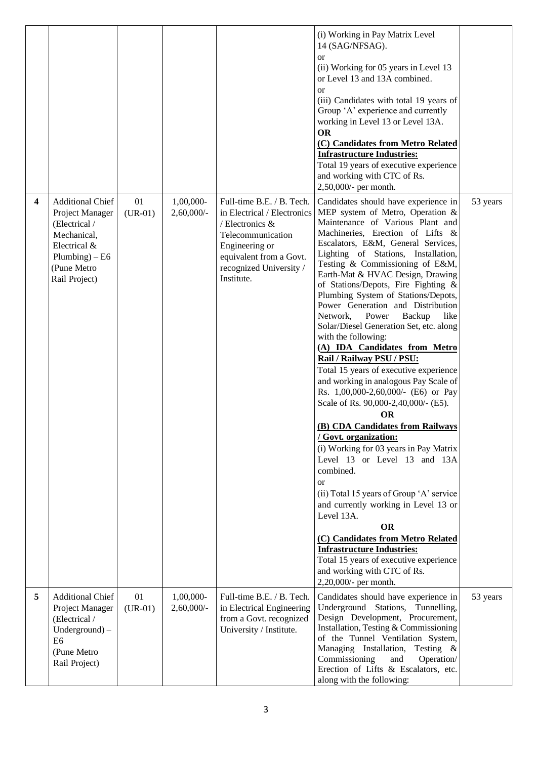| | | | | | | |
|---|---|---|---|---|---|---|
| | | | | | (i) Working in Pay Matrix Level 14 (SAG/NFSAG).<br>or<br>(ii) Working for 05 years in Level 13 or Level 13 and 13A combined.<br>or<br>(iii) Candidates with total 19 years of Group 'A' experience and currently working in Level 13 or Level 13A.<br>**OR**<br>**(C) Candidates from Metro Related Infrastructure Industries:**<br>Total 19 years of executive experience and working with CTC of Rs. 2,50,000/- per month. | |
| **4** | Additional Chief Project Manager (Electrical / Mechanical, Electrical & Plumbing) – E6 (Pune Metro Rail Project) | 01 (UR-01) | 1,00,000-2,60,000/- | Full-time B.E. / B. Tech. in Electrical / Electronics / Electronics & Telecommunication Engineering or equivalent from a Govt. recognized University / Institute. | Candidates should have experience in MEP system of Metro, Operation & Maintenance of Various Plant and Machineries, Erection of Lifts & Escalators, E&M, General Services, Lighting of Stations, Installation, Testing & Commissioning of E&M, Earth-Mat & HVAC Design, Drawing of Stations/Depots, Fire Fighting & Plumbing System of Stations/Depots, Power Generation and Distribution Network, Power Backup like Solar/Diesel Generation Set, etc. along with the following:<br>**(A) IDA Candidates from Metro Rail / Railway PSU / PSU:**<br>Total 15 years of executive experience and working in analogous Pay Scale of Rs. 1,00,000-2,60,000/- (E6) or Pay Scale of Rs. 90,000-2,40,000/- (E5).<br>**OR**<br>**(B) CDA Candidates from Railways / Govt. organization:**<br>(i) Working for 03 years in Pay Matrix Level 13 or Level 13 and 13A combined.<br>or<br>(ii) Total 15 years of Group 'A' service and currently working in Level 13 or Level 13A.<br>**OR**<br>**(C) Candidates from Metro Related Infrastructure Industries:**<br>Total 15 years of executive experience and working with CTC of Rs. 2,20,000/- per month. | 53 years |
| **5** | Additional Chief Project Manager (Electrical / Underground) – E6 (Pune Metro Rail Project) | 01 (UR-01) | 1,00,000-2,60,000/- | Full-time B.E. / B. Tech. in Electrical Engineering from a Govt. recognized University / Institute. | Candidates should have experience in Underground Stations, Tunnelling, Design Development, Procurement, Installation, Testing & Commissioning of the Tunnel Ventilation System, Managing Installation, Testing & Commissioning and Operation/ Erection of Lifts & Escalators, etc. along with the following: | 53 years |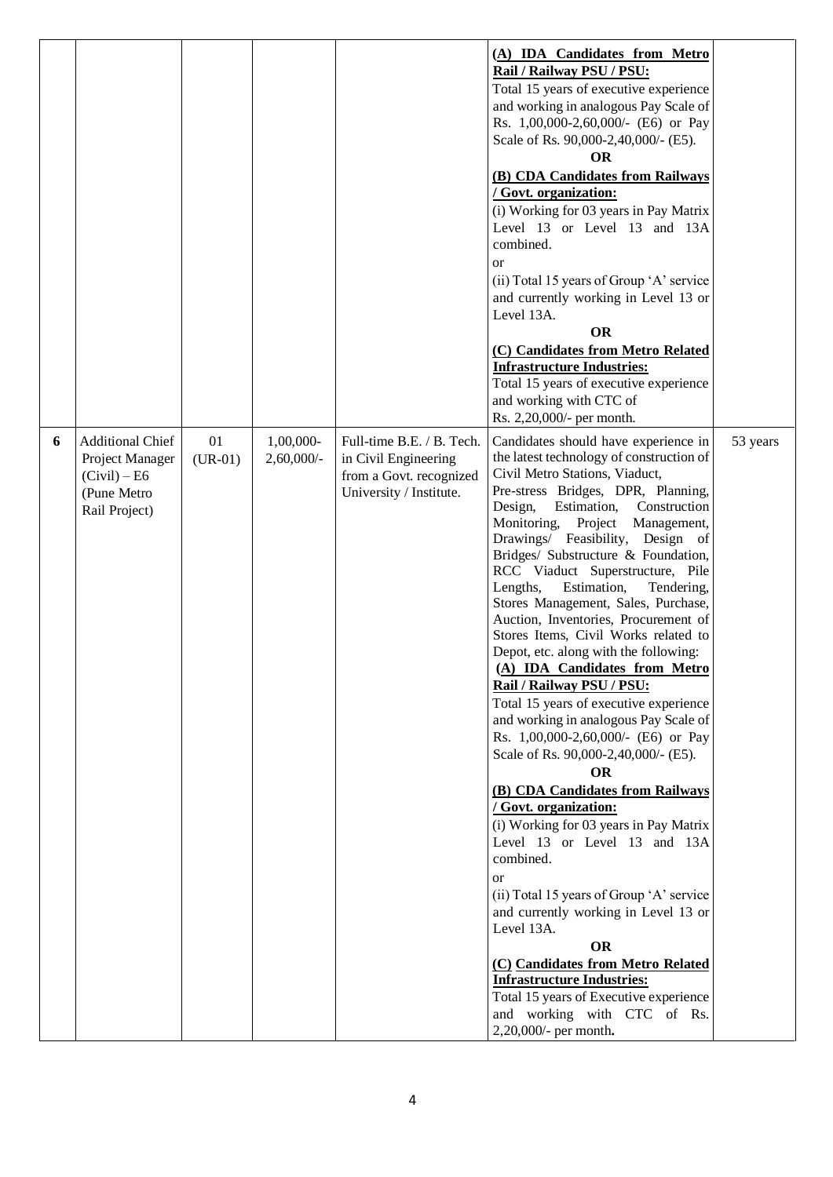| | | | | | | |
|---|---|---|---|---|---|---|
| | | | | | **(A) IDA Candidates from Metro Rail / Railway PSU / PSU:**<br>Total 15 years of executive experience and working in analogous Pay Scale of Rs. 1,00,000-2,60,000/- (E6) or Pay Scale of Rs. 90,000-2,40,000/- (E5).<br>**OR**<br>**(B) CDA Candidates from Railways / Govt. organization:**<br>(i) Working for 03 years in Pay Matrix Level 13 or Level 13 and 13A combined.<br>or<br>(ii) Total 15 years of Group 'A' service and currently working in Level 13 or Level 13A.<br>**OR**<br>**(C) Candidates from Metro Related Infrastructure Industries:**<br>Total 15 years of executive experience and working with CTC of Rs. 2,20,000/- per month. | |
| **6** | Additional Chief Project Manager (Civil) – E6 (Pune Metro Rail Project) | 01 (UR-01) | 1,00,000-2,60,000/- | Full-time B.E. / B. Tech. in Civil Engineering from a Govt. recognized University / Institute. | Candidates should have experience in the latest technology of construction of Civil Metro Stations, Viaduct, Pre-stress Bridges, DPR, Planning, Design, Estimation, Construction Monitoring, Project Management, Drawings/ Feasibility, Design of Bridges/ Substructure & Foundation, RCC Viaduct Superstructure, Pile Lengths, Estimation, Tendering, Stores Management, Sales, Purchase, Auction, Inventories, Procurement of Stores Items, Civil Works related to Depot, etc. along with the following:<br>**(A) IDA Candidates from Metro Rail / Railway PSU / PSU:**<br>Total 15 years of executive experience and working in analogous Pay Scale of Rs. 1,00,000-2,60,000/- (E6) or Pay Scale of Rs. 90,000-2,40,000/- (E5).<br>**OR**<br>**(B) CDA Candidates from Railways / Govt. organization:**<br>(i) Working for 03 years in Pay Matrix Level 13 or Level 13 and 13A combined.<br>or<br>(ii) Total 15 years of Group 'A' service and currently working in Level 13 or Level 13A.<br>**OR**<br>**(C) Candidates from Metro Related Infrastructure Industries:**<br>Total 15 years of Executive experience and working with CTC of Rs. 2,20,000/- per month. | 53 years |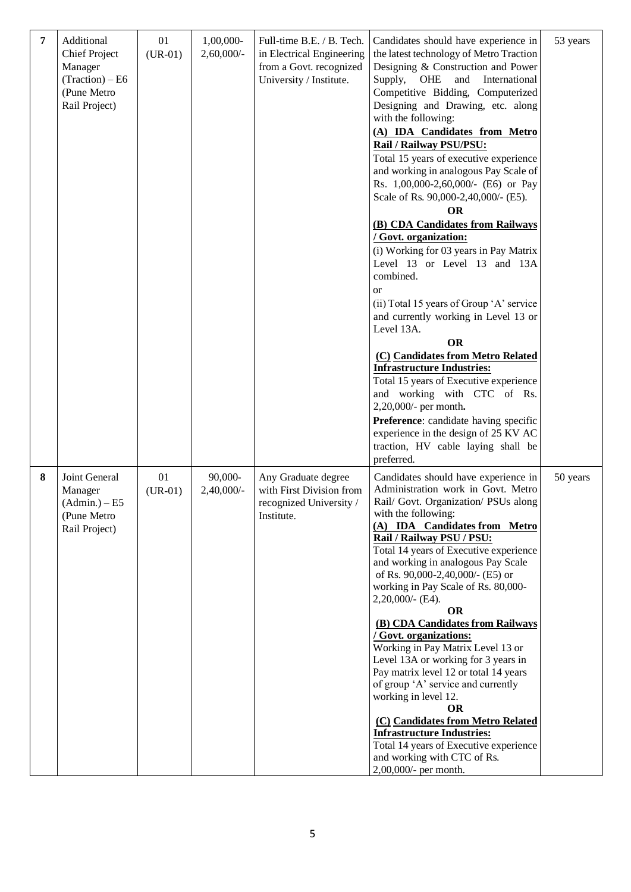| 7 | Additional Chief Project Manager (Traction) – E6 (Pune Metro Rail Project) | 01 (UR-01) | 1,00,000-2,60,000/- | Full-time B.E. / B. Tech. in Electrical Engineering from a Govt. recognized University / Institute. | Candidates should have experience in the latest technology of Metro Traction Designing & Construction and Power Supply, OHE and International Competitive Bidding, Computerized Designing and Drawing, etc. along with the following:<br>**(A) IDA Candidates from Metro Rail / Railway PSU/PSU:**<br>Total 15 years of executive experience and working in analogous Pay Scale of Rs. 1,00,000-2,60,000/- (E6) or Pay Scale of Rs. 90,000-2,40,000/- (E5).<br>**OR**<br>**(B) CDA Candidates from Railways / Govt. organization:**<br>(i) Working for 03 years in Pay Matrix Level 13 or Level 13 and 13A combined.<br>or<br>(ii) Total 15 years of Group 'A' service and currently working in Level 13 or Level 13A.<br>**OR**<br>**(C) Candidates from Metro Related Infrastructure Industries:**<br>Total 15 years of Executive experience and working with CTC of Rs. 2,20,000/- per month**.**<br>**Preference**: candidate having specific experience in the design of 25 KV AC traction, HV cable laying shall be preferred. | 53 years |
|---|---|---|---|---|---|---|
| 8 | Joint General Manager (Admin.) – E5 (Pune Metro Rail Project) | 01 (UR-01) | 90,000-2,40,000/- | Any Graduate degree with First Division from recognized University / Institute. | Candidates should have experience in Administration work in Govt. Metro Rail/ Govt. Organization/ PSUs along with the following:<br>**(A) IDA Candidates from Metro Rail / Railway PSU / PSU:**<br>Total 14 years of Executive experience and working in analogous Pay Scale of Rs. 90,000-2,40,000/- (E5) or working in Pay Scale of Rs. 80,000-2,20,000/- (E4).<br>**OR**<br>**(B) CDA Candidates from Railways / Govt. organizations:**<br>Working in Pay Matrix Level 13 or Level 13A or working for 3 years in Pay matrix level 12 or total 14 years of group 'A' service and currently working in level 12.<br>**OR**<br>**(C) Candidates from Metro Related Infrastructure Industries:**<br>Total 14 years of Executive experience and working with CTC of Rs. 2,00,000/- per month. | 50 years |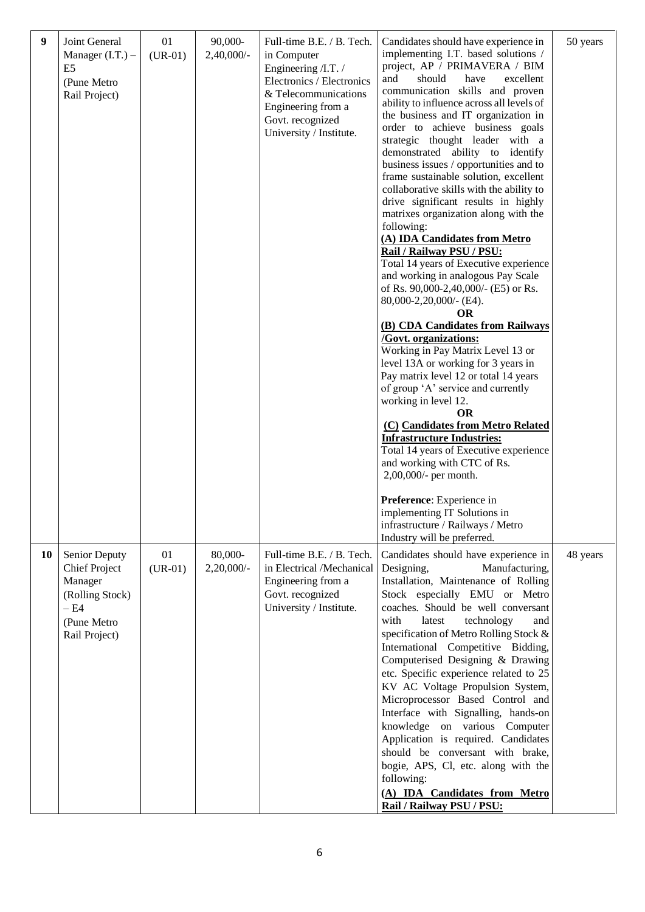| 9 | Joint General Manager (I.T.) – E5 (Pune Metro Rail Project) | 01 (UR-01) | 90,000-2,40,000/- | Full-time B.E. / B. Tech. in Computer Engineering /I.T. / Electronics / Electronics & Telecommunications Engineering from a Govt. recognized University / Institute. | Candidates should have experience in implementing I.T. based solutions / project, AP / PRIMAVERA / BIM and should have excellent communication skills and proven ability to influence across all levels of the business and IT organization in order to achieve business goals strategic thought leader with a demonstrated ability to identify business issues / opportunities and to frame sustainable solution, excellent collaborative skills with the ability to drive significant results in highly matrixes organization along with the following:<br>**(A) IDA Candidates from Metro Rail / Railway PSU / PSU:**<br>Total 14 years of Executive experience and working in analogous Pay Scale of Rs. 90,000-2,40,000/- (E5) or Rs. 80,000-2,20,000/- (E4).<br>**OR**<br>**(B) CDA Candidates from Railways /Govt. organizations:**<br>Working in Pay Matrix Level 13 or level 13A or working for 3 years in Pay matrix level 12 or total 14 years of group 'A' service and currently working in level 12.<br>**OR**<br>**(C) Candidates from Metro Related Infrastructure Industries:**<br>Total 14 years of Executive experience and working with CTC of Rs. 2,00,000/- per month.<br><br>**Preference**: Experience in implementing IT Solutions in infrastructure / Railways / Metro Industry will be preferred. | 50 years |
|---|---|---|---|---|---|---|
| 10 | Senior Deputy Chief Project Manager (Rolling Stock) – E4 (Pune Metro Rail Project) | 01 (UR-01) | 80,000-2,20,000/- | Full-time B.E. / B. Tech. in Electrical /Mechanical Engineering from a Govt. recognized University / Institute. | Candidates should have experience in Designing, Manufacturing, Installation, Maintenance of Rolling Stock especially EMU or Metro coaches. Should be well conversant with latest technology and specification of Metro Rolling Stock & International Competitive Bidding, Computerised Designing & Drawing etc. Specific experience related to 25 KV AC Voltage Propulsion System, Microprocessor Based Control and Interface with Signalling, hands-on knowledge on various Computer Application is required. Candidates should be conversant with brake, bogie, APS, Cl, etc. along with the following:<br>**(A) IDA Candidates from Metro Rail / Railway PSU / PSU:** | 48 years |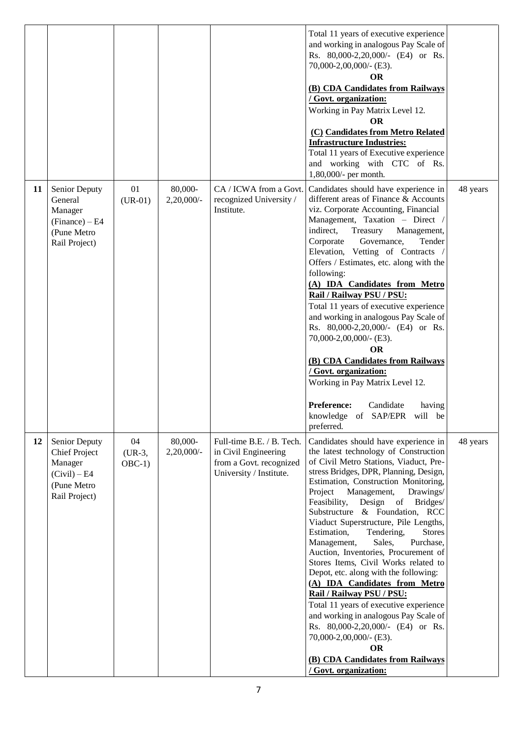| | | | | | | |
|---|---|---|---|---|---|---|
| | | | | | Total 11 years of executive experience and working in analogous Pay Scale of Rs. 80,000-2,20,000/- (E4) or Rs. 70,000-2,00,000/- (E3).<br>**OR**<br>**(B) CDA Candidates from Railways / Govt. organization:**<br>Working in Pay Matrix Level 12.<br>**OR**<br>**(C) Candidates from Metro Related Infrastructure Industries:**<br>Total 11 years of Executive experience and working with CTC of Rs. 1,80,000/- per month. | |
| **11** | Senior Deputy General Manager (Finance) – E4 (Pune Metro Rail Project) | 01 (UR-01) | 80,000-2,20,000/- | CA / ICWA from a Govt. recognized University / Institute. | Candidates should have experience in different areas of Finance & Accounts viz. Corporate Accounting, Financial Management, Taxation – Direct / indirect, Treasury Management, Corporate Governance, Tender Elevation, Vetting of Contracts / Offers / Estimates, etc. along with the following:<br>**(A) IDA Candidates from Metro Rail / Railway PSU / PSU:**<br>Total 11 years of executive experience and working in analogous Pay Scale of Rs. 80,000-2,20,000/- (E4) or Rs. 70,000-2,00,000/- (E3).<br>**OR**<br>**(B) CDA Candidates from Railways / Govt. organization:**<br>Working in Pay Matrix Level 12.<br><br>**Preference:** Candidate having knowledge of SAP/EPR will be preferred. | 48 years |
| **12** | Senior Deputy Chief Project Manager (Civil) – E4 (Pune Metro Rail Project) | 04 (UR-3, OBC-1) | 80,000-2,20,000/- | Full-time B.E. / B. Tech. in Civil Engineering from a Govt. recognized University / Institute. | Candidates should have experience in the latest technology of Construction of Civil Metro Stations, Viaduct, Pre-stress Bridges, DPR, Planning, Design, Estimation, Construction Monitoring, Project Management, Drawings/ Feasibility, Design of Bridges/ Substructure & Foundation, RCC Viaduct Superstructure, Pile Lengths, Estimation, Tendering, Stores Management, Sales, Purchase, Auction, Inventories, Procurement of Stores Items, Civil Works related to Depot, etc. along with the following:<br>**(A) IDA Candidates from Metro Rail / Railway PSU / PSU:**<br>Total 11 years of executive experience and working in analogous Pay Scale of Rs. 80,000-2,20,000/- (E4) or Rs. 70,000-2,00,000/- (E3).<br>**OR**<br>**(B) CDA Candidates from Railways / Govt. organization:** | 48 years |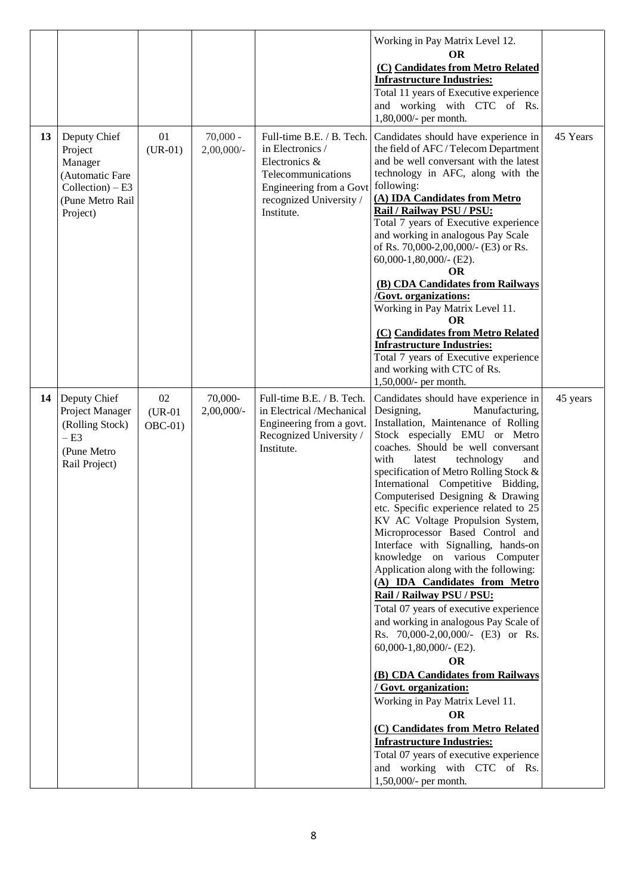| | | | | | | |
|---|---|---|---|---|---|---|
| | | | | | Working in Pay Matrix Level 12.<br>**OR**<br>**(C) Candidates from Metro Related Infrastructure Industries:**<br>Total 11 years of Executive experience and working with CTC of Rs. 1,80,000/- per month. | |
| **13** | Deputy Chief Project Manager (Automatic Fare Collection) – E3 (Pune Metro Rail Project) | 01 (UR-01) | 70,000 - 2,00,000/- | Full-time B.E. / B. Tech. in Electronics / Electronics & Telecommunications Engineering from a Govt recognized University / Institute. | Candidates should have experience in the field of AFC / Telecom Department and be well conversant with the latest technology in AFC, along with the following:<br>**(A) IDA Candidates from Metro Rail / Railway PSU / PSU:**<br>Total 7 years of Executive experience and working in analogous Pay Scale of Rs. 70,000-2,00,000/- (E3) or Rs. 60,000-1,80,000/- (E2).<br>**OR**<br>**(B) CDA Candidates from Railways /Govt. organizations:**<br>Working in Pay Matrix Level 11.<br>**OR**<br>**(C) Candidates from Metro Related Infrastructure Industries:**<br>Total 7 years of Executive experience and working with CTC of Rs. 1,50,000/- per month. | 45 Years |
| **14** | Deputy Chief Project Manager (Rolling Stock) – E3 (Pune Metro Rail Project) | 02 (UR-01 OBC-01) | 70,000- 2,00,000/- | Full-time B.E. / B. Tech. in Electrical /Mechanical Engineering from a govt. Recognized University / Institute. | Candidates should have experience in Designing, Manufacturing, Installation, Maintenance of Rolling Stock especially EMU or Metro coaches. Should be well conversant with latest technology and specification of Metro Rolling Stock & International Competitive Bidding, Computerised Designing & Drawing etc. Specific experience related to 25 KV AC Voltage Propulsion System, Microprocessor Based Control and Interface with Signalling, hands-on knowledge on various Computer Application along with the following:<br>**(A) IDA Candidates from Metro Rail / Railway PSU / PSU:**<br>Total 07 years of executive experience and working in analogous Pay Scale of Rs. 70,000-2,00,000/- (E3) or Rs. 60,000-1,80,000/- (E2).<br>**OR**<br>**(B) CDA Candidates from Railways / Govt. organization:**<br>Working in Pay Matrix Level 11.<br>**OR**<br>**(C) Candidates from Metro Related Infrastructure Industries:**<br>Total 07 years of executive experience and working with CTC of Rs. 1,50,000/- per month. | 45 years |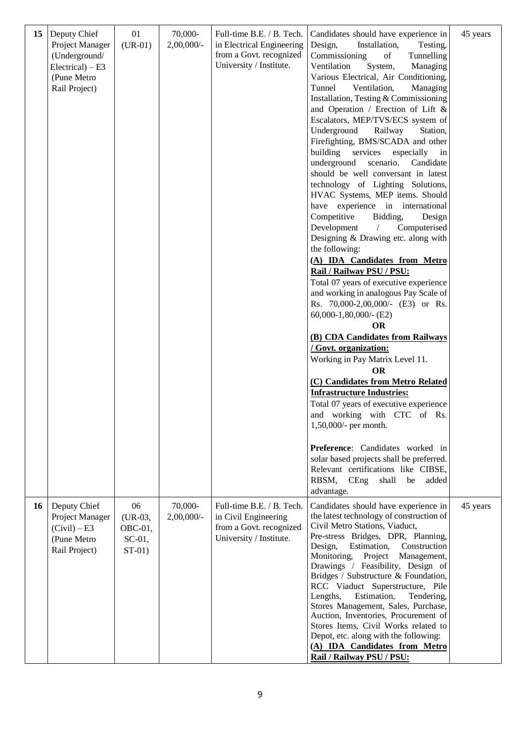| 15 | Deputy Chief Project Manager (Underground/ Electrical) – E3 (Pune Metro Rail Project) | 01 (UR-01) | 70,000-2,00,000/- | Full-time B.E. / B. Tech. in Electrical Engineering from a Govt. recognized University / Institute. | Candidates should have experience in Design, Installation, Testing, Commissioning of Tunnelling Ventilation System, Managing Various Electrical, Air Conditioning, Tunnel Ventilation, Managing Installation, Testing & Commissioning and Operation / Erection of Lift & Escalators, MEP/TVS/ECS system of Underground Railway Station, Firefighting, BMS/SCADA and other building services especially in underground scenario. Candidate should be well conversant in latest technology of Lighting Solutions, HVAC Systems, MEP items. Should have experience in international Competitive Bidding, Design Development / Computerised Designing & Drawing etc. along with the following:<br>**(A) IDA Candidates from Metro Rail / Railway PSU / PSU:**<br>Total 07 years of executive experience and working in analogous Pay Scale of Rs. 70,000-2,00,000/- (E3) or Rs. 60,000-1,80,000/- (E2)<br>**OR**<br>**(B) CDA Candidates from Railways / Govt. organization:**<br>Working in Pay Matrix Level 11.<br>**OR**<br>**(C) Candidates from Metro Related Infrastructure Industries:**<br>Total 07 years of executive experience and working with CTC of Rs. 1,50,000/- per month.<br><br>**Preference**: Candidates worked in solar based projects shall be preferred. Relevant certifications like CIBSE, RBSM, CEng shall be added advantage. | 45 years |
|---|---|---|---|---|---|---|
| 16 | Deputy Chief Project Manager (Civil) – E3 (Pune Metro Rail Project) | 06 (UR-03, OBC-01, SC-01, ST-01) | 70,000-2,00,000/- | Full-time B.E. / B. Tech. in Civil Engineering from a Govt. recognized University / Institute. | Candidates should have experience in the latest technology of construction of Civil Metro Stations, Viaduct, Pre-stress Bridges, DPR, Planning, Design, Estimation, Construction Monitoring, Project Management, Drawings / Feasibility, Design of Bridges / Substructure & Foundation, RCC Viaduct Superstructure, Pile Lengths, Estimation, Tendering, Stores Management, Sales, Purchase, Auction, Inventories, Procurement of Stores Items, Civil Works related to Depot, etc. along with the following:<br>**(A) IDA Candidates from Metro Rail / Railway PSU / PSU:** | 45 years |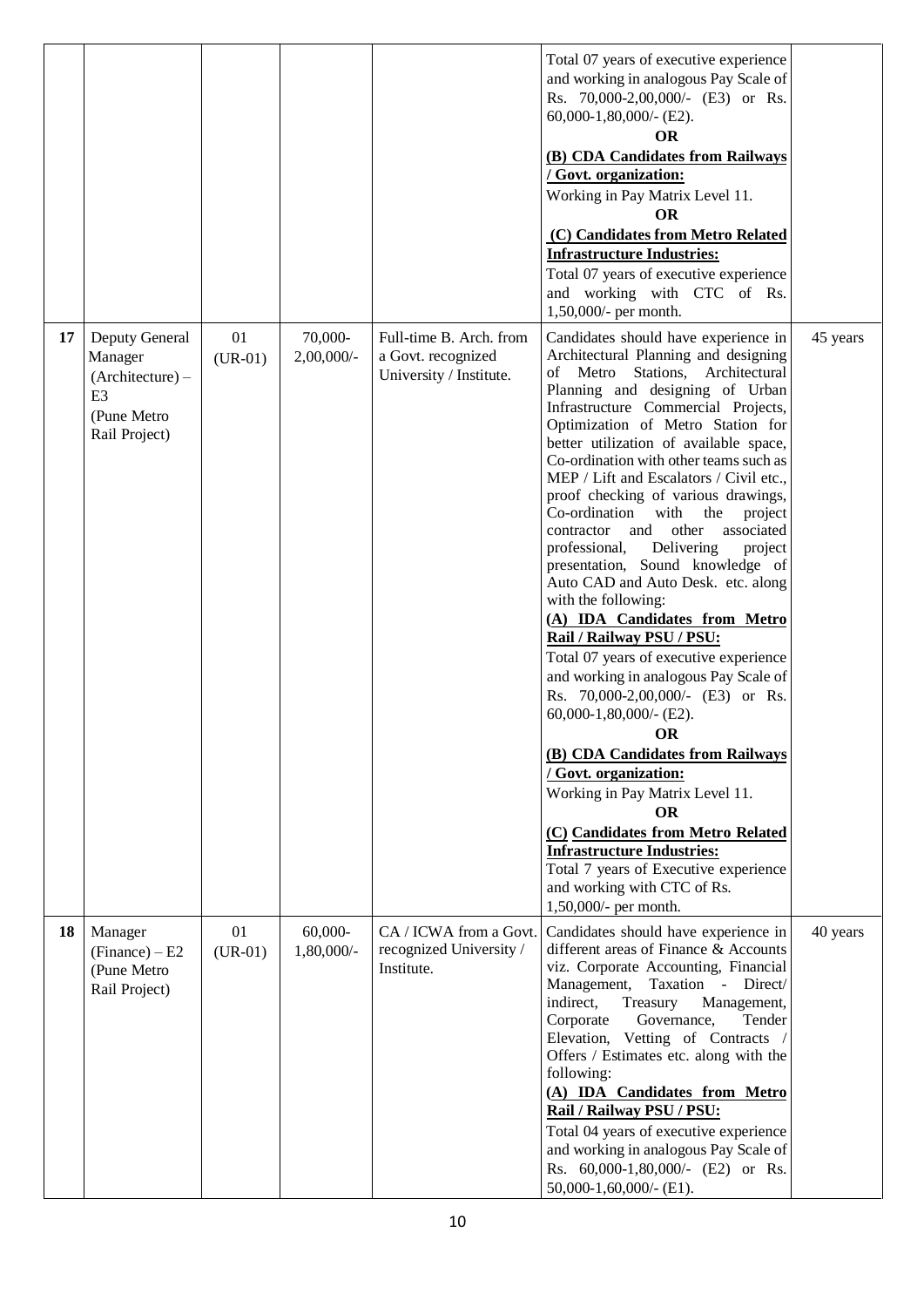| | | | | | | |
|---|---|---|---|---|---|---|
| | | | | | Total 07 years of executive experience and working in analogous Pay Scale of Rs. 70,000-2,00,000/- (E3) or Rs. 60,000-1,80,000/- (E2).<br>**OR**<br>**(B) CDA Candidates from Railways / Govt. organization:**<br>Working in Pay Matrix Level 11.<br>**OR**<br>**(C) Candidates from Metro Related Infrastructure Industries:**<br>Total 07 years of executive experience and working with CTC of Rs. 1,50,000/- per month. | |
| **17** | Deputy General Manager (Architecture) – E3 (Pune Metro Rail Project) | 01 (UR-01) | 70,000-2,00,000/- | Full-time B. Arch. from a Govt. recognized University / Institute. | Candidates should have experience in Architectural Planning and designing of Metro Stations, Architectural Planning and designing of Urban Infrastructure Commercial Projects, Optimization of Metro Station for better utilization of available space, Co-ordination with other teams such as MEP / Lift and Escalators / Civil etc., proof checking of various drawings, Co-ordination with the project contractor and other associated professional, Delivering project presentation, Sound knowledge of Auto CAD and Auto Desk. etc. along with the following:<br>**(A) IDA Candidates from Metro Rail / Railway PSU / PSU:**<br>Total 07 years of executive experience and working in analogous Pay Scale of Rs. 70,000-2,00,000/- (E3) or Rs. 60,000-1,80,000/- (E2).<br>**OR**<br>**(B) CDA Candidates from Railways / Govt. organization:**<br>Working in Pay Matrix Level 11.<br>**OR**<br>**(C) Candidates from Metro Related Infrastructure Industries:**<br>Total 7 years of Executive experience and working with CTC of Rs. 1,50,000/- per month. | 45 years |
| **18** | Manager (Finance) – E2 (Pune Metro Rail Project) | 01 (UR-01) | 60,000-1,80,000/- | CA / ICWA from a Govt. recognized University / Institute. | Candidates should have experience in different areas of Finance & Accounts viz. Corporate Accounting, Financial Management, Taxation - Direct/ indirect, Treasury Management, Corporate Governance, Tender Elevation, Vetting of Contracts / Offers / Estimates etc. along with the following:<br>**(A) IDA Candidates from Metro Rail / Railway PSU / PSU:**<br>Total 04 years of executive experience and working in analogous Pay Scale of Rs. 60,000-1,80,000/- (E2) or Rs. 50,000-1,60,000/- (E1). | 40 years |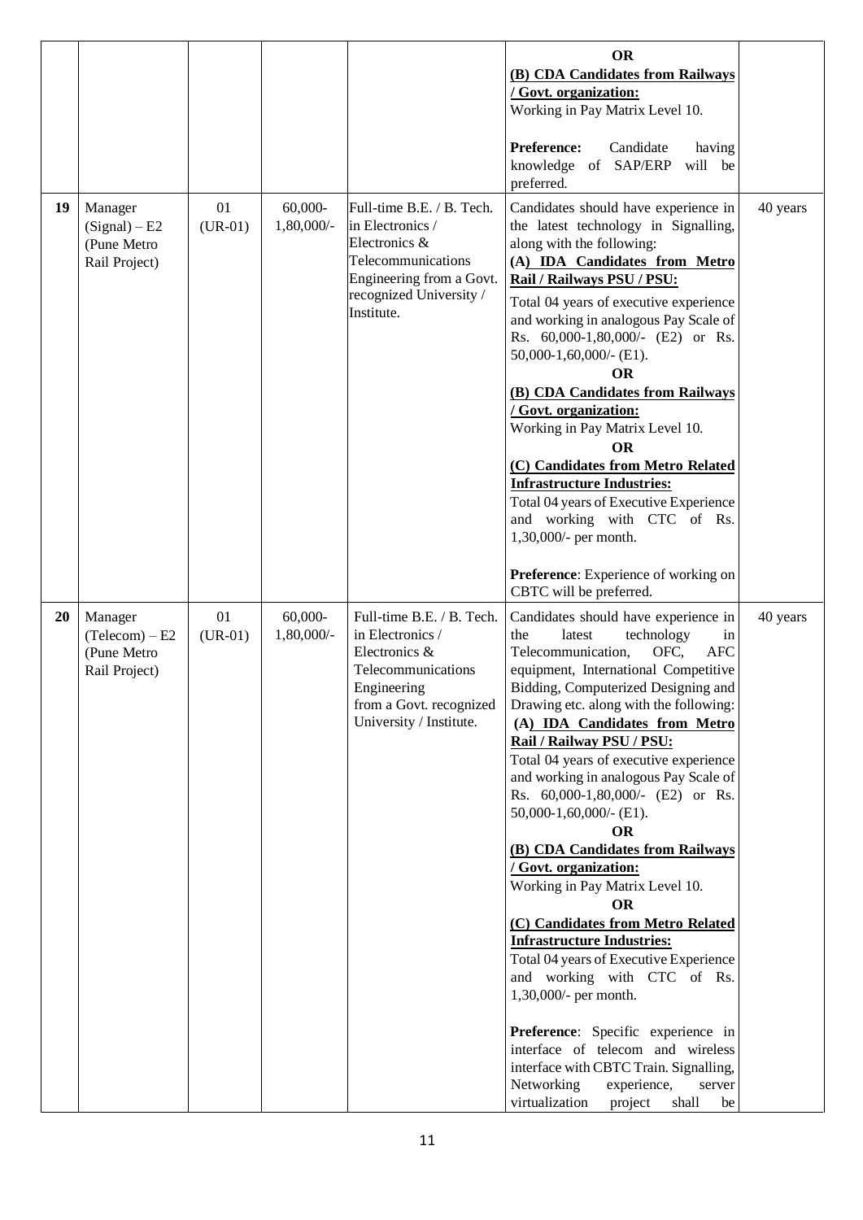| | | | | | | |
|---|---|---|---|---|---|---|
| | | | | | **OR**<br>**(B) CDA Candidates from Railways / Govt. organization:**<br>Working in Pay Matrix Level 10.<br><br>**Preference:** Candidate having knowledge of SAP/ERP will be preferred. | |
| **19** | Manager (Signal) – E2 (Pune Metro Rail Project) | 01 (UR-01) | 60,000-1,80,000/- | Full-time B.E. / B. Tech. in Electronics / Electronics & Telecommunications Engineering from a Govt. recognized University / Institute. | Candidates should have experience in the latest technology in Signalling, along with the following:<br>**(A) IDA Candidates from Metro Rail / Railways PSU / PSU:**<br>Total 04 years of executive experience and working in analogous Pay Scale of Rs. 60,000-1,80,000/- (E2) or Rs. 50,000-1,60,000/- (E1).<br>**OR**<br>**(B) CDA Candidates from Railways / Govt. organization:**<br>Working in Pay Matrix Level 10.<br>**OR**<br>**(C) Candidates from Metro Related Infrastructure Industries:**<br>Total 04 years of Executive Experience and working with CTC of Rs. 1,30,000/- per month.<br><br>**Preference**: Experience of working on CBTC will be preferred. | 40 years |
| **20** | Manager (Telecom) – E2 (Pune Metro Rail Project) | 01 (UR-01) | 60,000-1,80,000/- | Full-time B.E. / B. Tech. in Electronics / Electronics & Telecommunications Engineering from a Govt. recognized University / Institute. | Candidates should have experience in the latest technology in Telecommunication, OFC, AFC equipment, International Competitive Bidding, Computerized Designing and Drawing etc. along with the following:<br>**(A) IDA Candidates from Metro Rail / Railway PSU / PSU:**<br>Total 04 years of executive experience and working in analogous Pay Scale of Rs. 60,000-1,80,000/- (E2) or Rs. 50,000-1,60,000/- (E1).<br>**OR**<br>**(B) CDA Candidates from Railways / Govt. organization:**<br>Working in Pay Matrix Level 10.<br>**OR**<br>**(C) Candidates from Metro Related Infrastructure Industries:**<br>Total 04 years of Executive Experience and working with CTC of Rs. 1,30,000/- per month.<br><br>**Preference**: Specific experience in interface of telecom and wireless interface with CBTC Train. Signalling, Networking experience, server virtualization project shall be | 40 years |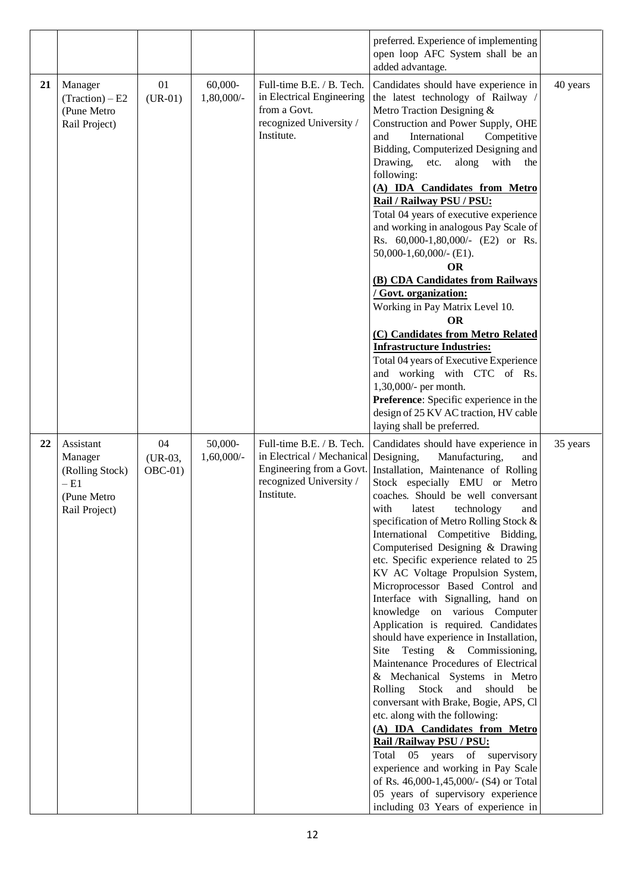| | | | | | | |
|---|---|---|---|---|---|---|
| | | | | | preferred. Experience of implementing open loop AFC System shall be an added advantage. | |
| 21 | Manager (Traction) – E2 (Pune Metro Rail Project) | 01 (UR-01) | 60,000-1,80,000/- | Full-time B.E. / B. Tech. in Electrical Engineering from a Govt. recognized University / Institute. | Candidates should have experience in the latest technology of Railway / Metro Traction Designing & Construction and Power Supply, OHE and International Competitive Bidding, Computerized Designing and Drawing, etc. along with the following:<br>**(A) IDA Candidates from Metro Rail / Railway PSU / PSU:**<br>Total 04 years of executive experience and working in analogous Pay Scale of Rs. 60,000-1,80,000/- (E2) or Rs. 50,000-1,60,000/- (E1).<br>**OR**<br>**(B) CDA Candidates from Railways / Govt. organization:**<br>Working in Pay Matrix Level 10.<br>**OR**<br>**(C) Candidates from Metro Related Infrastructure Industries:**<br>Total 04 years of Executive Experience and working with CTC of Rs. 1,30,000/- per month.<br>**Preference**: Specific experience in the design of 25 KV AC traction, HV cable laying shall be preferred. | 40 years |
| 22 | Assistant Manager (Rolling Stock) – E1 (Pune Metro Rail Project) | 04 (UR-03, OBC-01) | 50,000-1,60,000/- | Full-time B.E. / B. Tech. in Electrical / Mechanical Engineering from a Govt. recognized University / Institute. | Candidates should have experience in Designing, Manufacturing, and Installation, Maintenance of Rolling Stock especially EMU or Metro coaches. Should be well conversant with latest technology and specification of Metro Rolling Stock & International Competitive Bidding, Computerised Designing & Drawing etc. Specific experience related to 25 KV AC Voltage Propulsion System, Microprocessor Based Control and Interface with Signalling, hand on knowledge on various Computer Application is required. Candidates should have experience in Installation, Site Testing & Commissioning, Maintenance Procedures of Electrical & Mechanical Systems in Metro Rolling Stock and should be conversant with Brake, Bogie, APS, Cl etc. along with the following:<br>**(A) IDA Candidates from Metro Rail /Railway PSU / PSU:**<br>Total 05 years of supervisory experience and working in Pay Scale of Rs. 46,000-1,45,000/- (S4) or Total 05 years of supervisory experience including 03 Years of experience in | 35 years |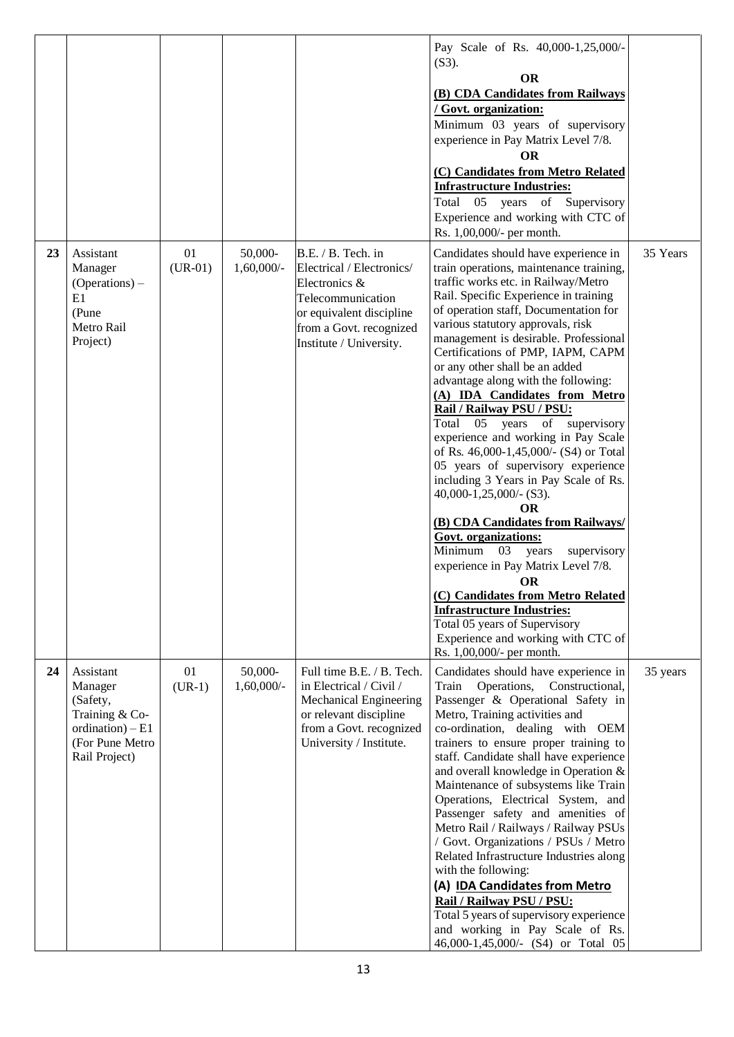|  |  |  |  |  | Pay Scale of Rs. 40,000-1,25,000/- (S3).<br>**OR**<br>**(B) CDA Candidates from Railways / Govt. organization:**<br>Minimum 03 years of supervisory experience in Pay Matrix Level 7/8.<br>**OR**<br>**(C) Candidates from Metro Related Infrastructure Industries:**<br>Total 05 years of Supervisory Experience and working with CTC of Rs. 1,00,000/- per month. |  |
|---|---|---|---|---|---|---|
| **23** | Assistant Manager (Operations) – E1 (Pune Metro Rail Project) | 01 (UR-01) | 50,000-1,60,000/- | B.E. / B. Tech. in Electrical / Electronics/ Electronics & Telecommunication or equivalent discipline from a Govt. recognized Institute / University. | Candidates should have experience in train operations, maintenance training, traffic works etc. in Railway/Metro Rail. Specific Experience in training of operation staff, Documentation for various statutory approvals, risk management is desirable. Professional Certifications of PMP, IAPM, CAPM or any other shall be an added advantage along with the following:<br>**(A) IDA Candidates from Metro Rail / Railway PSU / PSU:**<br>Total 05 years of supervisory experience and working in Pay Scale of Rs. 46,000-1,45,000/- (S4) or Total 05 years of supervisory experience including 3 Years in Pay Scale of Rs. 40,000-1,25,000/- (S3).<br>**OR**<br>**(B) CDA Candidates from Railways/ Govt. organizations:**<br>Minimum 03 years supervisory experience in Pay Matrix Level 7/8.<br>**OR**<br>**(C) Candidates from Metro Related Infrastructure Industries:**<br>Total 05 years of Supervisory Experience and working with CTC of Rs. 1,00,000/- per month. | 35 Years |
| **24** | Assistant Manager (Safety, Training & Co-ordination) – E1 (For Pune Metro Rail Project) | 01 (UR-1) | 50,000-1,60,000/- | Full time B.E. / B. Tech. in Electrical / Civil / Mechanical Engineering or relevant discipline from a Govt. recognized University / Institute. | Candidates should have experience in Train Operations, Constructional, Passenger & Operational Safety in Metro, Training activities and co-ordination, dealing with OEM trainers to ensure proper training to staff. Candidate shall have experience and overall knowledge in Operation & Maintenance of subsystems like Train Operations, Electrical System, and Passenger safety and amenities of Metro Rail / Railways / Railway PSUs / Govt. Organizations / PSUs / Metro Related Infrastructure Industries along with the following:<br>**(A) IDA Candidates from Metro Rail / Railway PSU / PSU:**<br>Total 5 years of supervisory experience and working in Pay Scale of Rs. 46,000-1,45,000/- (S4) or Total 05 | 35 years |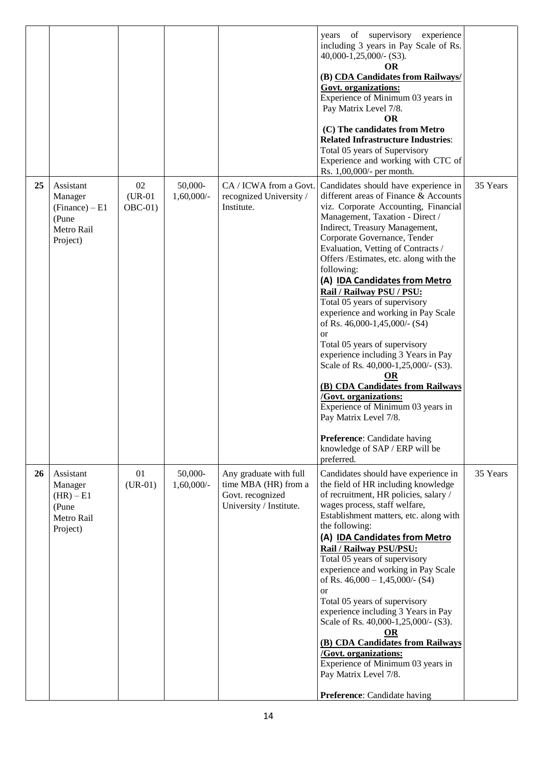| | | | | | | |
|---|---|---|---|---|---|---|
| | | | | | years of supervisory experience including 3 years in Pay Scale of Rs. 40,000-1,25,000/- (S3).<br>**OR**<br>**(B) CDA Candidates from Railways/ Govt. organizations:**<br>Experience of Minimum 03 years in Pay Matrix Level 7/8.<br>**OR**<br>**(C) The candidates from Metro Related Infrastructure Industries**:<br>Total 05 years of Supervisory Experience and working with CTC of Rs. 1,00,000/- per month. | |
| **25** | Assistant Manager (Finance) – E1 (Pune Metro Rail Project) | 02 (UR-01 OBC-01) | 50,000-1,60,000/- | CA / ICWA from a Govt. recognized University / Institute. | Candidates should have experience in different areas of Finance & Accounts viz. Corporate Accounting, Financial Management, Taxation - Direct / Indirect, Treasury Management, Corporate Governance, Tender Evaluation, Vetting of Contracts / Offers /Estimates, etc. along with the following:<br>**(A) IDA Candidates from Metro Rail / Railway PSU / PSU:**<br>Total 05 years of supervisory experience and working in Pay Scale of Rs. 46,000-1,45,000/- (S4)<br>or<br>Total 05 years of supervisory experience including 3 Years in Pay Scale of Rs. 40,000-1,25,000/- (S3).<br>**OR**<br>**(B) CDA Candidates from Railways /Govt. organizations:**<br>Experience of Minimum 03 years in Pay Matrix Level 7/8.<br><br>**Preference**: Candidate having knowledge of SAP / ERP will be preferred. | 35 Years |
| **26** | Assistant Manager (HR) – E1 (Pune Metro Rail Project) | 01 (UR-01) | 50,000-1,60,000/- | Any graduate with full time MBA (HR) from a Govt. recognized University / Institute. | Candidates should have experience in the field of HR including knowledge of recruitment, HR policies, salary / wages process, staff welfare, Establishment matters, etc. along with the following:<br>**(A) IDA Candidates from Metro Rail / Railway PSU/PSU:**<br>Total 05 years of supervisory experience and working in Pay Scale of Rs. 46,000 – 1,45,000/- (S4)<br>or<br>Total 05 years of supervisory experience including 3 Years in Pay Scale of Rs. 40,000-1,25,000/- (S3).<br>**OR**<br>**(B) CDA Candidates from Railways /Govt. organizations:**<br>Experience of Minimum 03 years in Pay Matrix Level 7/8.<br><br>**Preference**: Candidate having | 35 Years |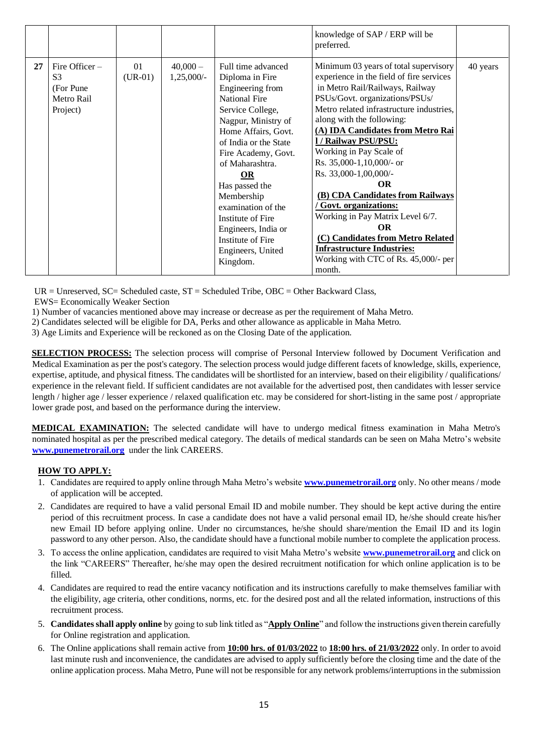| | | | | | | |
|---|---|---|---|---|---|---|
| | | | | | knowledge of SAP / ERP will be preferred. | |
| 27 | Fire Officer – S3 (For Pune Metro Rail Project) | 01 (UR-01) | 40,000 – 1,25,000/- | Full time advanced Diploma in Fire Engineering from National Fire Service College, Nagpur, Ministry of Home Affairs, Govt. of India or the State Fire Academy, Govt. of Maharashtra. **OR** Has passed the Membership examination of the Institute of Fire Engineers, India or Institute of Fire Engineers, United Kingdom. | Minimum 03 years of total supervisory experience in the field of fire services in Metro Rail/Railways, Railway PSUs/Govt. organizations/PSUs/ Metro related infrastructure industries, along with the following: **(A) IDA Candidates from Metro Rail / Railway PSU/PSU:** Working in Pay Scale of Rs. 35,000-1,10,000/- or Rs. 33,000-1,00,000/- **OR** **(B) CDA Candidates from Railways / Govt. organizations:** Working in Pay Matrix Level 6/7. **OR** **(C) Candidates from Metro Related Infrastructure Industries:** Working with CTC of Rs. 45,000/- per month. | 40 years |

UR = Unreserved, SC= Scheduled caste, ST = Scheduled Tribe, OBC = Other Backward Class,
EWS= Economically Weaker Section

1) Number of vacancies mentioned above may increase or decrease as per the requirement of Maha Metro.
2) Candidates selected will be eligible for DA, Perks and other allowance as applicable in Maha Metro.
3) Age Limits and Experience will be reckoned as on the Closing Date of the application.

**SELECTION PROCESS:** The selection process will comprise of Personal Interview followed by Document Verification and Medical Examination as per the post's category. The selection process would judge different facets of knowledge, skills, experience, expertise, aptitude, and physical fitness. The candidates will be shortlisted for an interview, based on their eligibility / qualifications/ experience in the relevant field. If sufficient candidates are not available for the advertised post, then candidates with lesser service length / higher age / lesser experience / relaxed qualification etc. may be considered for short-listing in the same post / appropriate lower grade post, and based on the performance during the interview.

**MEDICAL EXAMINATION:** The selected candidate will have to undergo medical fitness examination in Maha Metro's nominated hospital as per the prescribed medical category. The details of medical standards can be seen on Maha Metro's website **www.punemetrorail.org** under the link CAREERS.

**HOW TO APPLY:**

1. Candidates are required to apply online through Maha Metro's website **www.punemetrorail.org** only. No other means / mode of application will be accepted.
2. Candidates are required to have a valid personal Email ID and mobile number. They should be kept active during the entire period of this recruitment process. In case a candidate does not have a valid personal email ID, he/she should create his/her new Email ID before applying online. Under no circumstances, he/she should share/mention the Email ID and its login password to any other person. Also, the candidate should have a functional mobile number to complete the application process.
3. To access the online application, candidates are required to visit Maha Metro's website **www.punemetrorail.org** and click on the link "CAREERS" Thereafter, he/she may open the desired recruitment notification for which online application is to be filled.
4. Candidates are required to read the entire vacancy notification and its instructions carefully to make themselves familiar with the eligibility, age criteria, other conditions, norms, etc. for the desired post and all the related information, instructions of this recruitment process.
5. **Candidates shall apply online** by going to sub link titled as "**Apply Online**" and follow the instructions given therein carefully for Online registration and application.
6. The Online applications shall remain active from **10:00 hrs. of 01/03/2022** to **18:00 hrs. of 21/03/2022** only. In order to avoid last minute rush and inconvenience, the candidates are advised to apply sufficiently before the closing time and the date of the online application process. Maha Metro, Pune will not be responsible for any network problems/interruptions in the submission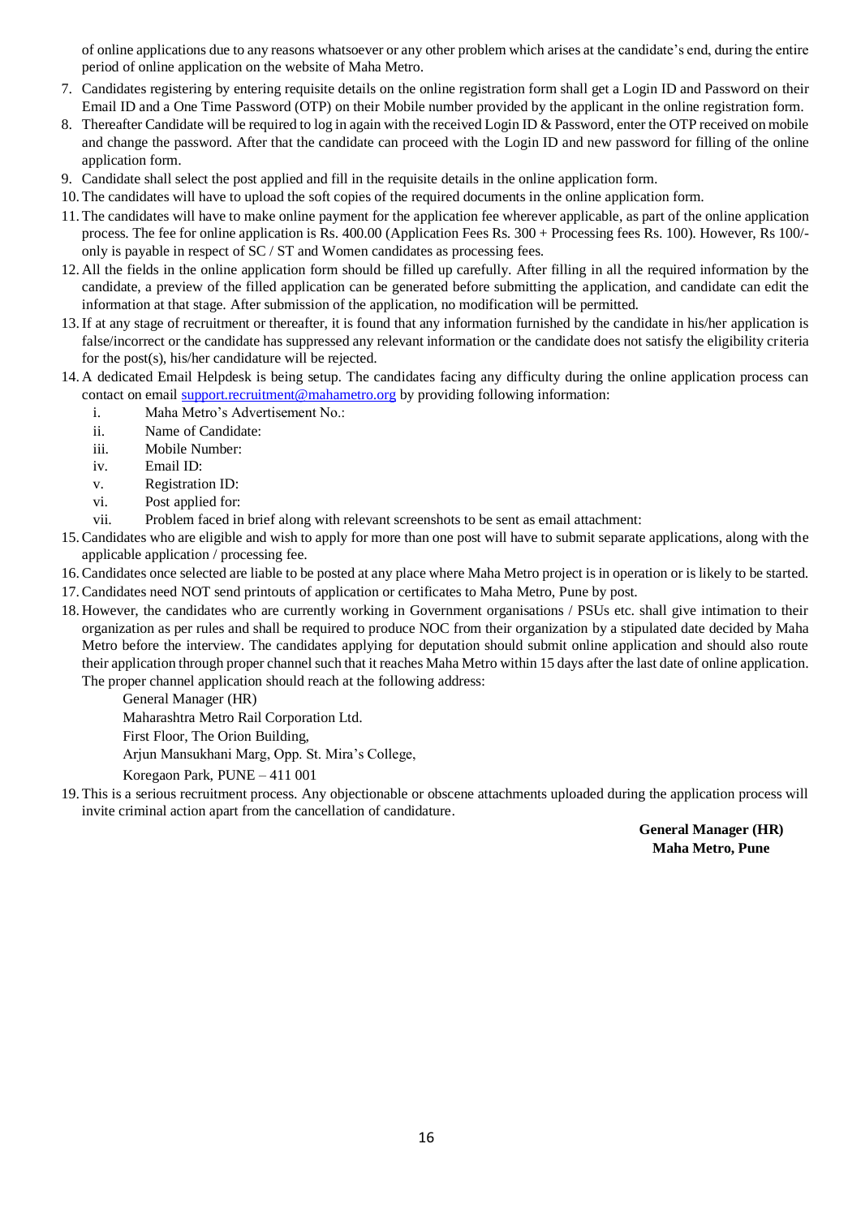of online applications due to any reasons whatsoever or any other problem which arises at the candidate's end, during the entire period of online application on the website of Maha Metro.

7. Candidates registering by entering requisite details on the online registration form shall get a Login ID and Password on their Email ID and a One Time Password (OTP) on their Mobile number provided by the applicant in the online registration form.
8. Thereafter Candidate will be required to log in again with the received Login ID & Password, enter the OTP received on mobile and change the password. After that the candidate can proceed with the Login ID and new password for filling of the online application form.
9. Candidate shall select the post applied and fill in the requisite details in the online application form.
10. The candidates will have to upload the soft copies of the required documents in the online application form.
11. The candidates will have to make online payment for the application fee wherever applicable, as part of the online application process. The fee for online application is Rs. 400.00 (Application Fees Rs. 300 + Processing fees Rs. 100). However, Rs 100/- only is payable in respect of SC / ST and Women candidates as processing fees.
12. All the fields in the online application form should be filled up carefully. After filling in all the required information by the candidate, a preview of the filled application can be generated before submitting the application, and candidate can edit the information at that stage. After submission of the application, no modification will be permitted.
13. If at any stage of recruitment or thereafter, it is found that any information furnished by the candidate in his/her application is false/incorrect or the candidate has suppressed any relevant information or the candidate does not satisfy the eligibility criteria for the post(s), his/her candidature will be rejected.
14. A dedicated Email Helpdesk is being setup. The candidates facing any difficulty during the online application process can contact on email support.recruitment@mahametro.org by providing following information:
    i. Maha Metro's Advertisement No.:
    ii. Name of Candidate:
    iii. Mobile Number:
    iv. Email ID:
    v. Registration ID:
    vi. Post applied for:
    vii. Problem faced in brief along with relevant screenshots to be sent as email attachment:
15. Candidates who are eligible and wish to apply for more than one post will have to submit separate applications, along with the applicable application / processing fee.
16. Candidates once selected are liable to be posted at any place where Maha Metro project is in operation or is likely to be started.
17. Candidates need NOT send printouts of application or certificates to Maha Metro, Pune by post.
18. However, the candidates who are currently working in Government organisations / PSUs etc. shall give intimation to their organization as per rules and shall be required to produce NOC from their organization by a stipulated date decided by Maha Metro before the interview. The candidates applying for deputation should submit online application and should also route their application through proper channel such that it reaches Maha Metro within 15 days after the last date of online application. The proper channel application should reach at the following address:

    General Manager (HR)
    Maharashtra Metro Rail Corporation Ltd.
    First Floor, The Orion Building,
    Arjun Mansukhani Marg, Opp. St. Mira's College,
    Koregaon Park, PUNE – 411 001

19. This is a serious recruitment process. Any objectionable or obscene attachments uploaded during the application process will invite criminal action apart from the cancellation of candidature.

**General Manager (HR)**
**Maha Metro, Pune**